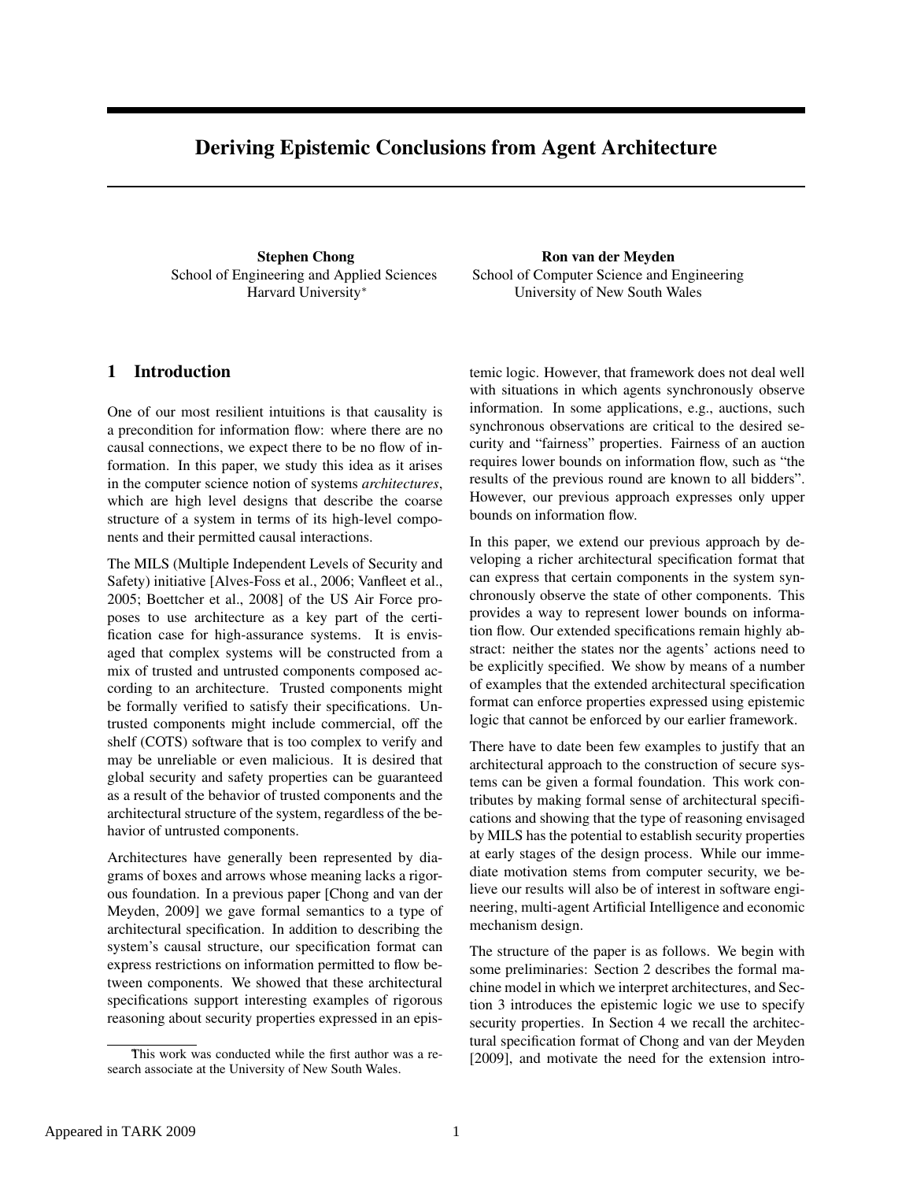# Deriving Epistemic Conclusions from Agent Architecture

**Stephen Chong**
School of Engineering and Applied Sciences
Harvard University*

**Ron van der Meyden**
School of Computer Science and Engineering
University of New South Wales

## 1 Introduction

One of our most resilient intuitions is that causality is a precondition for information flow: where there are no causal connections, we expect there to be no flow of information. In this paper, we study this idea as it arises in the computer science notion of systems *architectures*, which are high level designs that describe the coarse structure of a system in terms of its high-level components and their permitted causal interactions.

The MILS (Multiple Independent Levels of Security and Safety) initiative [Alves-Foss et al., 2006; Vanfleet et al., 2005; Boettcher et al., 2008] of the US Air Force proposes to use architecture as a key part of the certification case for high-assurance systems. It is envisaged that complex systems will be constructed from a mix of trusted and untrusted components composed according to an architecture. Trusted components might be formally verified to satisfy their specifications. Untrusted components might include commercial, off the shelf (COTS) software that is too complex to verify and may be unreliable or even malicious. It is desired that global security and safety properties can be guaranteed as a result of the behavior of trusted components and the architectural structure of the system, regardless of the behavior of untrusted components.

Architectures have generally been represented by diagrams of boxes and arrows whose meaning lacks a rigorous foundation. In a previous paper [Chong and van der Meyden, 2009] we gave formal semantics to a type of architectural specification. In addition to describing the system's causal structure, our specification format can express restrictions on information permitted to flow between components. We showed that these architectural specifications support interesting examples of rigorous reasoning about security properties expressed in an epistemic logic. However, that framework does not deal well with situations in which agents synchronously observe information. In some applications, e.g., auctions, such synchronous observations are critical to the desired security and "fairness" properties. Fairness of an auction requires lower bounds on information flow, such as "the results of the previous round are known to all bidders". However, our previous approach expresses only upper bounds on information flow.

In this paper, we extend our previous approach by developing a richer architectural specification format that can express that certain components in the system synchronously observe the state of other components. This provides a way to represent lower bounds on information flow. Our extended specifications remain highly abstract: neither the states nor the agents' actions need to be explicitly specified. We show by means of a number of examples that the extended architectural specification format can enforce properties expressed using epistemic logic that cannot be enforced by our earlier framework.

There have to date been few examples to justify that an architectural approach to the construction of secure systems can be given a formal foundation. This work contributes by making formal sense of architectural specifications and showing that the type of reasoning envisaged by MILS has the potential to establish security properties at early stages of the design process. While our immediate motivation stems from computer security, we believe our results will also be of interest in software engineering, multi-agent Artificial Intelligence and economic mechanism design.

The structure of the paper is as follows. We begin with some preliminaries: Section 2 describes the formal machine model in which we interpret architectures, and Section 3 introduces the epistemic logic we use to specify security properties. In Section 4 we recall the architectural specification format of Chong and van der Meyden [2009], and motivate the need for the extension intro-

*This work was conducted while the first author was a research associate at the University of New South Wales.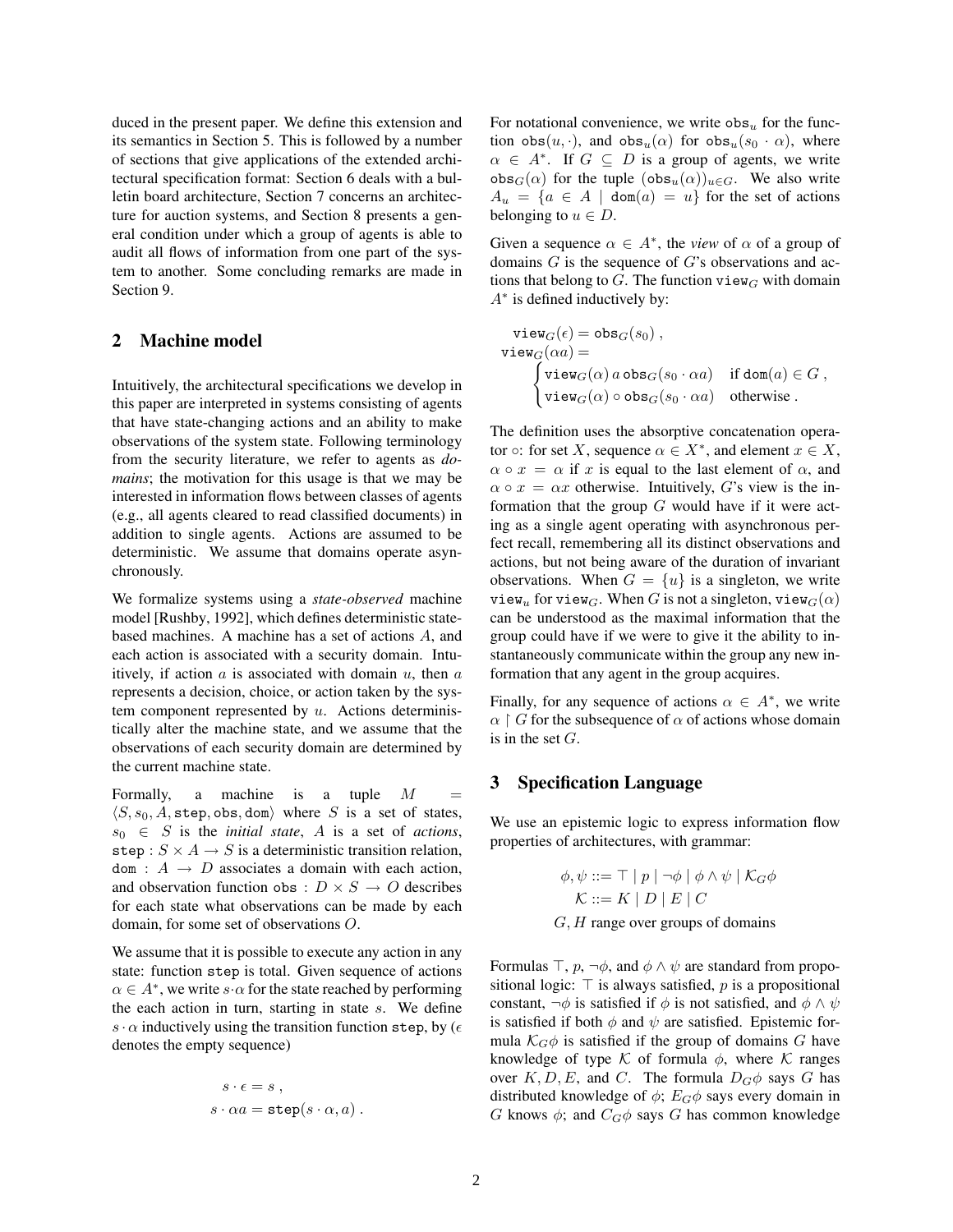duced in the present paper. We define this extension and its semantics in Section 5. This is followed by a number of sections that give applications of the extended architectural specification format: Section 6 deals with a bulletin board architecture, Section 7 concerns an architecture for auction systems, and Section 8 presents a general condition under which a group of agents is able to audit all flows of information from one part of the system to another. Some concluding remarks are made in Section 9.

## 2 Machine model

Intuitively, the architectural specifications we develop in this paper are interpreted in systems consisting of agents that have state-changing actions and an ability to make observations of the system state. Following terminology from the security literature, we refer to agents as *domains*; the motivation for this usage is that we may be interested in information flows between classes of agents (e.g., all agents cleared to read classified documents) in addition to single agents. Actions are assumed to be deterministic. We assume that domains operate asynchronously.

We formalize systems using a *state-observed* machine model [Rushby, 1992], which defines deterministic state-based machines. A machine has a set of actions $A$, and each action is associated with a security domain. Intuitively, if action $a$ is associated with domain $u$, then $a$ represents a decision, choice, or action taken by the system component represented by $u$. Actions deterministically alter the machine state, and we assume that the observations of each security domain are determined by the current machine state.

Formally, a machine is a tuple $M = \langle S, s_0, A, \mathtt{step}, \mathtt{obs}, \mathtt{dom}\rangle$ where $S$ is a set of states, $s_0 \in S$ is the *initial state*, $A$ is a set of *actions*, $\mathtt{step} : S \times A \rightarrow S$ is a deterministic transition relation, $\mathtt{dom} : A \rightarrow D$ associates a domain with each action, and observation function $\mathtt{obs} : D \times S \rightarrow O$ describes for each state what observations can be made by each domain, for some set of observations $O$.

We assume that it is possible to execute any action in any state: function step is total. Given sequence of actions $\alpha \in A^*$, we write $s \cdot \alpha$ for the state reached by performing the each action in turn, starting in state $s$. We define $s \cdot \alpha$ inductively using the transition function step, by ($\epsilon$ denotes the empty sequence)

$$s \cdot \epsilon = s \; ,$$
$$s \cdot \alpha a = \mathtt{step}(s \cdot \alpha, a) \; .$$

For notational convenience, we write $\mathtt{obs}_u$ for the function $\mathtt{obs}(u, \cdot)$, and $\mathtt{obs}_u(\alpha)$ for $\mathtt{obs}_u(s_0 \cdot \alpha)$, where $\alpha \in A^*$. If $G \subseteq D$ is a group of agents, we write $\mathtt{obs}_G(\alpha)$ for the tuple $(\mathtt{obs}_u(\alpha))_{u \in G}$. We also write $A_u = \{a \in A \mid \mathtt{dom}(a) = u\}$ for the set of actions belonging to $u \in D$.

Given a sequence $\alpha \in A^*$, the *view* of $\alpha$ of a group of domains $G$ is the sequence of $G$'s observations and actions that belong to $G$. The function $\mathtt{view}_G$ with domain $A^*$ is defined inductively by:

$$\mathtt{view}_G(\epsilon) = \mathtt{obs}_G(s_0) \; ,$$
$$\mathtt{view}_G(\alpha a) = \begin{cases} \mathtt{view}_G(\alpha)\, a\, \mathtt{obs}_G(s_0 \cdot \alpha a) & \text{if } \mathtt{dom}(a) \in G \; , \\ \mathtt{view}_G(\alpha) \circ \mathtt{obs}_G(s_0 \cdot \alpha a) & \text{otherwise} \; . \end{cases}$$

The definition uses the absorptive concatenation operator $\circ$: for set $X$, sequence $\alpha \in X^*$, and element $x \in X$, $\alpha \circ x = \alpha$ if $x$ is equal to the last element of $\alpha$, and $\alpha \circ x = \alpha x$ otherwise. Intuitively, $G$'s view is the information that the group $G$ would have if it were acting as a single agent operating with asynchronous perfect recall, remembering all its distinct observations and actions, but not being aware of the duration of invariant observations. When $G = \{u\}$ is a singleton, we write $\mathtt{view}_u$ for $\mathtt{view}_G$. When $G$ is not a singleton, $\mathtt{view}_G(\alpha)$ can be understood as the maximal information that the group could have if we were to give it the ability to instantaneously communicate within the group any new information that any agent in the group acquires.

Finally, for any sequence of actions $\alpha \in A^*$, we write $\alpha \upharpoonright G$ for the subsequence of $\alpha$ of actions whose domain is in the set $G$.

## 3 Specification Language

We use an epistemic logic to express information flow properties of architectures, with grammar:

$$\phi, \psi ::= \top \mid p \mid \neg\phi \mid \phi \wedge \psi \mid \mathcal{K}_G\phi$$
$$\mathcal{K} ::= K \mid D \mid E \mid C$$
$$G, H \text{ range over groups of domains}$$

Formulas $\top$, $p$, $\neg\phi$, and $\phi \wedge \psi$ are standard from propositional logic: $\top$ is always satisfied, $p$ is a propositional constant, $\neg\phi$ is satisfied if $\phi$ is not satisfied, and $\phi \wedge \psi$ is satisfied if both $\phi$ and $\psi$ are satisfied. Epistemic formula $\mathcal{K}_G\phi$ is satisfied if the group of domains $G$ have knowledge of type $\mathcal{K}$ of formula $\phi$, where $\mathcal{K}$ ranges over $K, D, E$, and $C$. The formula $D_G\phi$ says $G$ has distributed knowledge of $\phi$; $E_G\phi$ says every domain in $G$ knows $\phi$; and $C_G\phi$ says $G$ has common knowledge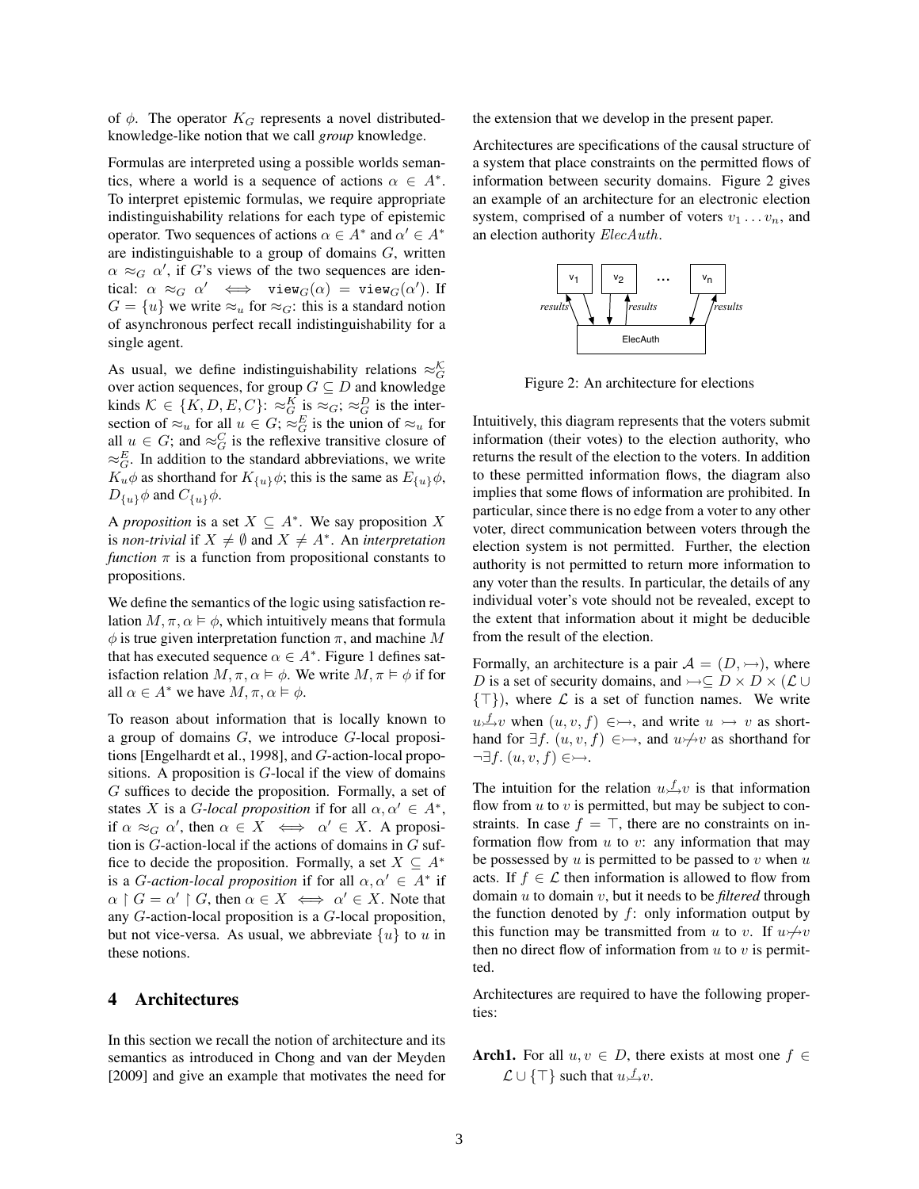of $\phi$. The operator $K_G$ represents a novel distributed-knowledge-like notion that we call *group* knowledge.

Formulas are interpreted using a possible worlds semantics, where a world is a sequence of actions $\alpha \in A^*$. To interpret epistemic formulas, we require appropriate indistinguishability relations for each type of epistemic operator. Two sequences of actions $\alpha \in A^*$ and $\alpha' \in A^*$ are indistinguishable to a group of domains $G$, written $\alpha \approx_G \alpha'$, if $G$'s views of the two sequences are identical: $\alpha \approx_G \alpha' \iff \mathtt{view}_G(\alpha) = \mathtt{view}_G(\alpha')$. If $G = \{u\}$ we write $\approx_u$ for $\approx_G$: this is a standard notion of asynchronous perfect recall indistinguishability for a single agent.

As usual, we define indistinguishability relations $\approx_G^{\mathcal{K}}$ over action sequences, for group $G \subseteq D$ and knowledge kinds $\mathcal{K} \in \{K, D, E, C\}$: $\approx_G^K$ is $\approx_G$; $\approx_G^D$ is the intersection of $\approx_u$ for all $u \in G$; $\approx_G^E$ is the union of $\approx_u$ for all $u \in G$; and $\approx_G^C$ is the reflexive transitive closure of $\approx_G^E$. In addition to the standard abbreviations, we write $K_u\phi$ as shorthand for $K_{\{u\}}\phi$; this is the same as $E_{\{u\}}\phi$, $D_{\{u\}}\phi$ and $C_{\{u\}}\phi$.

A *proposition* is a set $X \subseteq A^*$. We say proposition $X$ is *non-trivial* if $X \neq \emptyset$ and $X \neq A^*$. An *interpretation function* $\pi$ is a function from propositional constants to propositions.

We define the semantics of the logic using satisfaction relation $M, \pi, \alpha \vDash \phi$, which intuitively means that formula $\phi$ is true given interpretation function $\pi$, and machine $M$ that has executed sequence $\alpha \in A^*$. Figure 1 defines satisfaction relation $M, \pi, \alpha \vDash \phi$. We write $M, \pi \vDash \phi$ if for all $\alpha \in A^*$ we have $M, \pi, \alpha \vDash \phi$.

To reason about information that is locally known to a group of domains $G$, we introduce $G$-local propositions [Engelhardt et al., 1998], and $G$-action-local propositions. A proposition is $G$-local if the view of domains $G$ suffices to decide the proposition. Formally, a set of states $X$ is a *$G$-local proposition* if for all $\alpha, \alpha' \in A^*$, if $\alpha \approx_G \alpha'$, then $\alpha \in X \iff \alpha' \in X$. A proposition is $G$-action-local if the actions of domains in $G$ suffice to decide the proposition. Formally, a set $X \subseteq A^*$ is a *$G$-action-local proposition* if for all $\alpha, \alpha' \in A^*$ if $\alpha \upharpoonright G = \alpha' \upharpoonright G$, then $\alpha \in X \iff \alpha' \in X$. Note that any $G$-action-local proposition is a $G$-local proposition, but not vice-versa. As usual, we abbreviate $\{u\}$ to $u$ in these notions.

## 4 Architectures

In this section we recall the notion of architecture and its semantics as introduced in Chong and van der Meyden [2009] and give an example that motivates the need for the extension that we develop in the present paper.

Architectures are specifications of the causal structure of a system that place constraints on the permitted flows of information between security domains. Figure 2 gives an example of an architecture for an electronic election system, comprised of a number of voters $v_1 \ldots v_n$, and an election authority $ElecAuth$.

v1 v2 ... vn
results results results
ElecAuth

Figure 2: An architecture for elections

Intuitively, this diagram represents that the voters submit information (their votes) to the election authority, who returns the result of the election to the voters. In addition to these permitted information flows, the diagram also implies that some flows of information are prohibited. In particular, since there is no edge from a voter to any other voter, direct communication between voters through the election system is not permitted. Further, the election authority is not permitted to return more information to any voter than the results. In particular, the details of any individual voter's vote should not be revealed, except to the extent that information about it might be deducible from the result of the election.

Formally, an architecture is a pair $\mathcal{A} = (D, \rightarrowtail)$, where $D$ is a set of security domains, and $\rightarrowtail \subseteq D \times D \times (\mathcal{L} \cup \{\top\})$, where $\mathcal{L}$ is a set of function names. We write $u \overset{f}{\rightarrowtail} v$ when $(u, v, f) \in \rightarrowtail$, and write $u \rightarrowtail v$ as shorthand for $\exists f.\ (u, v, f) \in \rightarrowtail$, and $u \not\rightarrowtail v$ as shorthand for $\neg\exists f.\ (u, v, f) \in \rightarrowtail$.

The intuition for the relation $u \overset{f}{\rightarrowtail} v$ is that information flow from $u$ to $v$ is permitted, but may be subject to constraints. In case $f = \top$, there are no constraints on information flow from $u$ to $v$: any information that may be possessed by $u$ is permitted to be passed to $v$ when $u$ acts. If $f \in \mathcal{L}$ then information is allowed to flow from domain $u$ to domain $v$, but it needs to be *filtered* through the function denoted by $f$: only information output by this function may be transmitted from $u$ to $v$. If $u \not\rightarrowtail v$ then no direct flow of information from $u$ to $v$ is permitted.

Architectures are required to have the following properties:

**Arch1.** For all $u, v \in D$, there exists at most one $f \in \mathcal{L} \cup \{\top\}$ such that $u \overset{f}{\rightarrowtail} v$.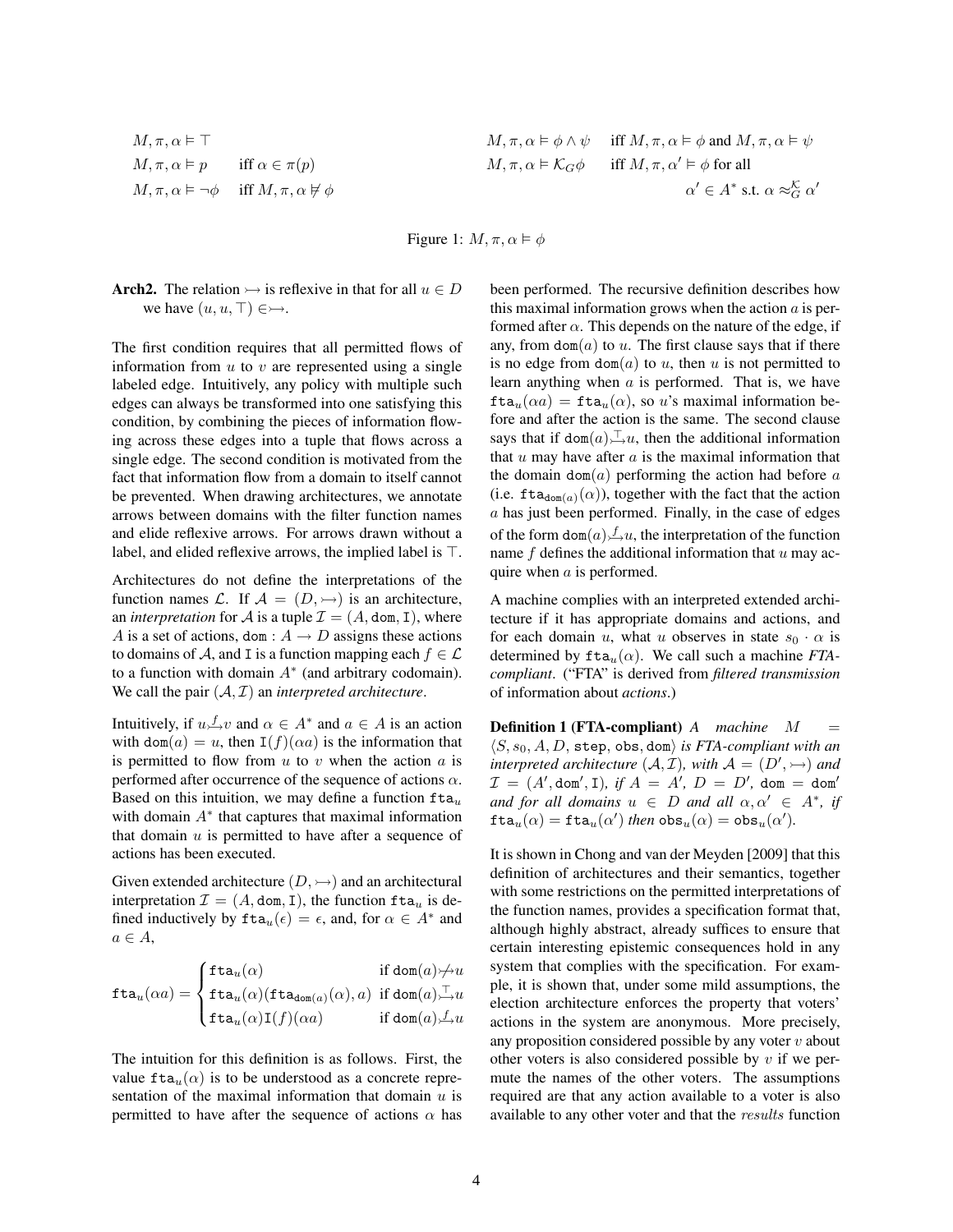$$
\begin{array}{lll}
M, \pi, \alpha \vDash \top & & M, \pi, \alpha \vDash \phi \wedge \psi \quad \text{iff } M, \pi, \alpha \vDash \phi \text{ and } M, \pi, \alpha \vDash \psi \\
M, \pi, \alpha \vDash p & \text{iff } \alpha \in \pi(p) & M, \pi, \alpha \vDash \mathcal{K}_G \phi \quad \text{iff } M, \pi, \alpha' \vDash \phi \text{ for all} \\
M, \pi, \alpha \vDash \neg\phi & \text{iff } M, \pi, \alpha \nvDash \phi & \qquad\qquad\qquad\qquad \alpha' \in A^* \text{ s.t. } \alpha \approx_G^{\mathcal{K}} \alpha'
\end{array}
$$

Figure 1: $M, \pi, \alpha \vDash \phi$

**Arch2.** The relation $\rightarrowtail$ is reflexive in that for all $u \in D$ we have $(u, u, \top) \in \rightarrowtail$.

The first condition requires that all permitted flows of information from $u$ to $v$ are represented using a single labeled edge. Intuitively, any policy with multiple such edges can always be transformed into one satisfying this condition, by combining the pieces of information flowing across these edges into a tuple that flows across a single edge. The second condition is motivated from the fact that information flow from a domain to itself cannot be prevented. When drawing architectures, we annotate arrows between domains with the filter function names and elide reflexive arrows. For arrows drawn without a label, and elided reflexive arrows, the implied label is $\top$.

Architectures do not define the interpretations of the function names $\mathcal{L}$. If $\mathcal{A} = (D, \rightarrowtail)$ is an architecture, an *interpretation* for $\mathcal{A}$ is a tuple $\mathcal{I} = (A, \mathtt{dom}, \mathtt{I})$, where $A$ is a set of actions, $\mathtt{dom} : A \to D$ assigns these actions to domains of $\mathcal{A}$, and $\mathtt{I}$ is a function mapping each $f \in \mathcal{L}$ to a function with domain $A^*$ (and arbitrary codomain). We call the pair $(\mathcal{A}, \mathcal{I})$ an *interpreted architecture*.

Intuitively, if $u \overset{f}{\rightarrowtail} v$ and $\alpha \in A^*$ and $a \in A$ is an action with $\mathtt{dom}(a) = u$, then $\mathtt{I}(f)(\alpha a)$ is the information that is permitted to flow from $u$ to $v$ when the action $a$ is performed after occurrence of the sequence of actions $\alpha$. Based on this intuition, we may define a function $\mathtt{fta}_u$ with domain $A^*$ that captures that maximal information that domain $u$ is permitted to have after a sequence of actions has been executed.

Given extended architecture $(D, \rightarrowtail)$ and an architectural interpretation $\mathcal{I} = (A, \mathtt{dom}, \mathtt{I})$, the function $\mathtt{fta}_u$ is defined inductively by $\mathtt{fta}_u(\epsilon) = \epsilon$, and, for $\alpha \in A^*$ and $a \in A$,

$$
\mathtt{fta}_u(\alpha a) = \begin{cases} \mathtt{fta}_u(\alpha) & \text{if } \mathtt{dom}(a) \not\rightarrowtail u \\ \mathtt{fta}_u(\alpha)(\mathtt{fta}_{\mathtt{dom}(a)}(\alpha), a) & \text{if } \mathtt{dom}(a) \overset{\top}{\rightarrowtail} u \\ \mathtt{fta}_u(\alpha)\mathtt{I}(f)(\alpha a) & \text{if } \mathtt{dom}(a) \overset{f}{\rightarrowtail} u \end{cases}
$$

The intuition for this definition is as follows. First, the value $\mathtt{fta}_u(\alpha)$ is to be understood as a concrete representation of the maximal information that domain $u$ is permitted to have after the sequence of actions $\alpha$ has been performed. The recursive definition describes how this maximal information grows when the action $a$ is performed after $\alpha$. This depends on the nature of the edge, if any, from $\mathtt{dom}(a)$ to $u$. The first clause says that if there is no edge from $\mathtt{dom}(a)$ to $u$, then $u$ is not permitted to learn anything when $a$ is performed. That is, we have $\mathtt{fta}_u(\alpha a) = \mathtt{fta}_u(\alpha)$, so $u$'s maximal information before and after the action is the same. The second clause says that if $\mathtt{dom}(a) \overset{\top}{\rightarrowtail} u$, then the additional information that $u$ may have after $a$ is the maximal information that the domain $\mathtt{dom}(a)$ performing the action had before $a$ (i.e. $\mathtt{fta}_{\mathtt{dom}(a)}(\alpha)$), together with the fact that the action $a$ has just been performed. Finally, in the case of edges of the form $\mathtt{dom}(a) \overset{f}{\rightarrowtail} u$, the interpretation of the function name $f$ defines the additional information that $u$ may acquire when $a$ is performed.

A machine complies with an interpreted extended architecture if it has appropriate domains and actions, and for each domain $u$, what $u$ observes in state $s_0 \cdot \alpha$ is determined by $\mathtt{fta}_u(\alpha)$. We call such a machine *FTA-compliant*. ("FTA" is derived from *filtered transmission* of information about *actions*.)

**Definition 1 (FTA-compliant)** *A machine* $M = \langle S, s_0, A, D, \mathtt{step}, \mathtt{obs}, \mathtt{dom}\rangle$ *is FTA-compliant with an interpreted architecture* $(\mathcal{A}, \mathcal{I})$*, with* $\mathcal{A} = (D', \rightarrowtail)$ *and* $\mathcal{I} = (A', \mathtt{dom}', \mathtt{I})$*, if* $A = A'$*,* $D = D'$*,* $\mathtt{dom} = \mathtt{dom}'$ *and for all domains* $u \in D$ *and all* $\alpha, \alpha' \in A^*$*, if* $\mathtt{fta}_u(\alpha) = \mathtt{fta}_u(\alpha')$ *then* $\mathtt{obs}_u(\alpha) = \mathtt{obs}_u(\alpha')$.

It is shown in Chong and van der Meyden [2009] that this definition of architectures and their semantics, together with some restrictions on the permitted interpretations of the function names, provides a specification format that, although highly abstract, already suffices to ensure that certain interesting epistemic consequences hold in any system that complies with the specification. For example, it is shown that, under some mild assumptions, the election architecture enforces the property that voters' actions in the system are anonymous. More precisely, any proposition considered possible by any voter $v$ about other voters is also considered possible by $v$ if we permute the names of the other voters. The assumptions required are that any action available to a voter is also available to any other voter and that the $results$ function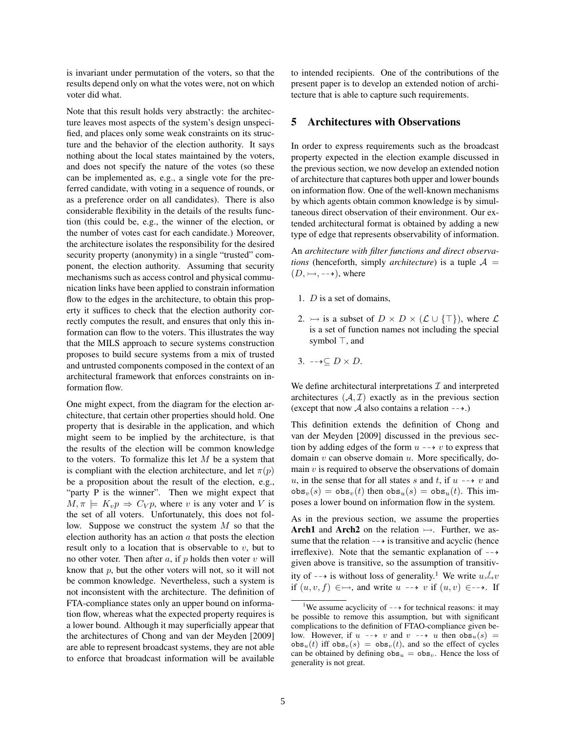is invariant under permutation of the voters, so that the results depend only on what the votes were, not on which voter did what.

Note that this result holds very abstractly: the architecture leaves most aspects of the system's design unspecified, and places only some weak constraints on its structure and the behavior of the election authority. It says nothing about the local states maintained by the voters, and does not specify the nature of the votes (so these can be implemented as, e.g., a single vote for the preferred candidate, with voting in a sequence of rounds, or as a preference order on all candidates). There is also considerable flexibility in the details of the results function (this could be, e.g., the winner of the election, or the number of votes cast for each candidate.) Moreover, the architecture isolates the responsibility for the desired security property (anonymity) in a single "trusted" component, the election authority. Assuming that security mechanisms such as access control and physical communication links have been applied to constrain information flow to the edges in the architecture, to obtain this property it suffices to check that the election authority correctly computes the result, and ensures that only this information can flow to the voters. This illustrates the way that the MILS approach to secure systems construction proposes to build secure systems from a mix of trusted and untrusted components composed in the context of an architectural framework that enforces constraints on information flow.

One might expect, from the diagram for the election architecture, that certain other properties should hold. One property that is desirable in the application, and which might seem to be implied by the architecture, is that the results of the election will be common knowledge to the voters. To formalize this let $M$ be a system that is compliant with the election architecture, and let $\pi(p)$ be a proposition about the result of the election, e.g., "party P is the winner". Then we might expect that $M, \pi \models K_v p \Rightarrow C_V p$, where $v$ is any voter and $V$ is the set of all voters. Unfortunately, this does not follow. Suppose we construct the system $M$ so that the election authority has an action $a$ that posts the election result only to a location that is observable to $v$, but to no other voter. Then after $a$, if $p$ holds then voter $v$ will know that $p$, but the other voters will not, so it will not be common knowledge. Nevertheless, such a system is not inconsistent with the architecture. The definition of FTA-compliance states only an upper bound on information flow, whereas what the expected property requires is a lower bound. Although it may superficially appear that the architectures of Chong and van der Meyden [2009] are able to represent broadcast systems, they are not able to enforce that broadcast information will be available to intended recipients. One of the contributions of the present paper is to develop an extended notion of architecture that is able to capture such requirements.

## 5 Architectures with Observations

In order to express requirements such as the broadcast property expected in the election example discussed in the previous section, we now develop an extended notion of architecture that captures both upper and lower bounds on information flow. One of the well-known mechanisms by which agents obtain common knowledge is by simultaneous direct observation of their environment. Our extended architectural format is obtained by adding a new type of edge that represents observability of information.

An *architecture with filter functions and direct observations* (henceforth, simply *architecture*) is a tuple $\mathcal{A} = (D, \rightarrowtail, \dashrightarrow)$, where

1. $D$ is a set of domains,
2. $\rightarrowtail$ is a subset of $D \times D \times (\mathcal{L} \cup \{\top\})$, where $\mathcal{L}$ is a set of function names not including the special symbol $\top$, and
3. $\dashrightarrow \subseteq D \times D$.

We define architectural interpretations $\mathcal{I}$ and interpreted architectures $(\mathcal{A}, \mathcal{I})$ exactly as in the previous section (except that now $\mathcal{A}$ also contains a relation $\dashrightarrow$.)

This definition extends the definition of Chong and van der Meyden [2009] discussed in the previous section by adding edges of the form $u \dashrightarrow v$ to express that domain $v$ can observe domain $u$. More specifically, domain $v$ is required to observe the observations of domain $u$, in the sense that for all states $s$ and $t$, if $u \dashrightarrow v$ and $\mathtt{obs}_v(s) = \mathtt{obs}_v(t)$ then $\mathtt{obs}_u(s) = \mathtt{obs}_u(t)$. This imposes a lower bound on information flow in the system.

As in the previous section, we assume the properties **Arch1** and **Arch2** on the relation $\rightarrowtail$. Further, we assume that the relation $\dashrightarrow$ is transitive and acyclic (hence irreflexive). Note that the semantic explanation of $\dashrightarrow$ given above is transitive, so the assumption of transitivity of $\dashrightarrow$ is without loss of generality.[1] We write $u \overset{f}{\rightarrowtail} v$ if $(u, v, f) \in \rightarrowtail$, and write $u \dashrightarrow v$ if $(u, v) \in \dashrightarrow$. If

[1] We assume acyclicity of $\dashrightarrow$ for technical reasons: it may be possible to remove this assumption, but with significant complications to the definition of FTAO-compliance given below. However, if $u \dashrightarrow v$ and $v \dashrightarrow u$ then $\mathtt{obs}_u(s) = \mathtt{obs}_u(t)$ iff $\mathtt{obs}_v(s) = \mathtt{obs}_v(t)$, and so the effect of cycles can be obtained by defining $\mathtt{obs}_u = \mathtt{obs}_v$. Hence the loss of generality is not great.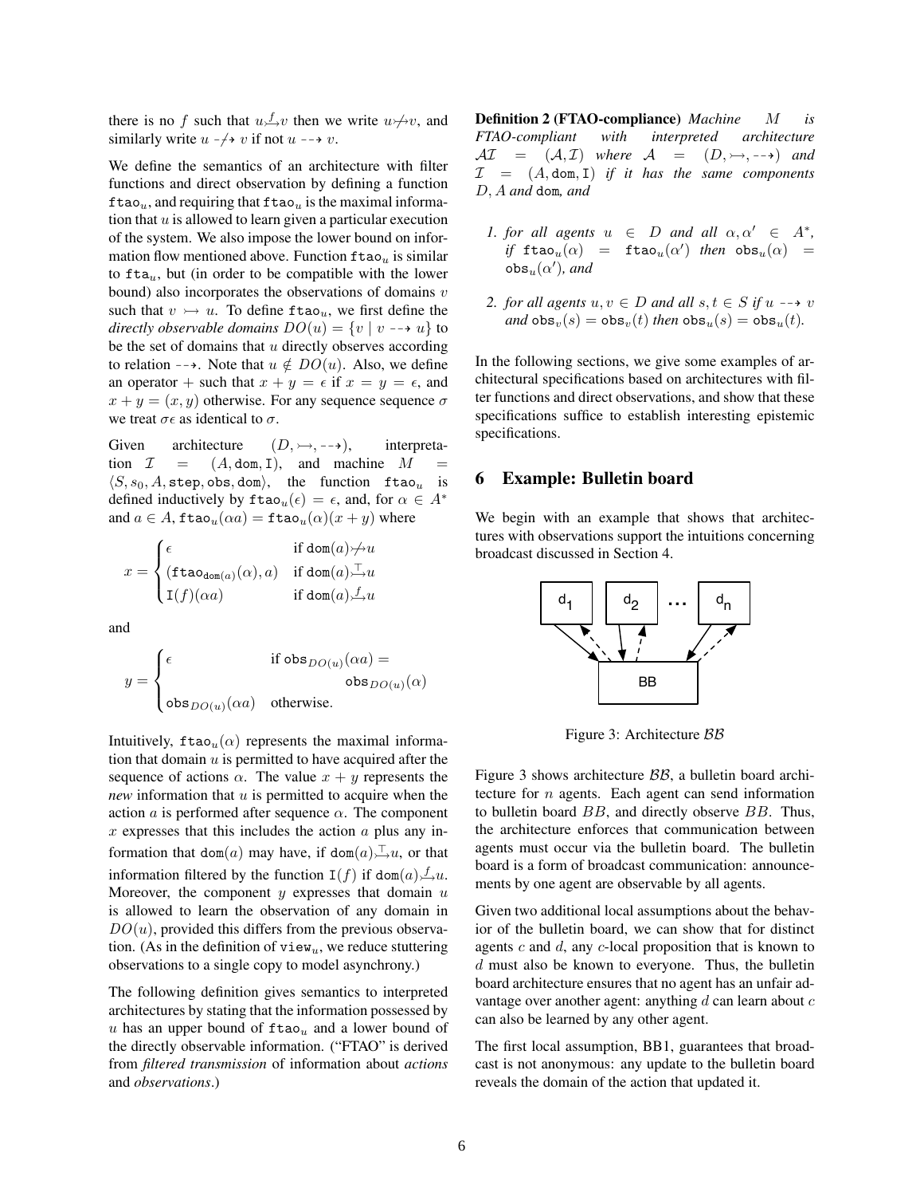there is no $f$ such that $u \overset{f}{\rightarrowtail} v$ then we write $u \not\rightarrowtail v$, and similarly write $u \not\dashrightarrow v$ if not $u \dashrightarrow v$.

We define the semantics of an architecture with filter functions and direct observation by defining a function $\mathtt{ftao}_u$, and requiring that $\mathtt{ftao}_u$ is the maximal information that $u$ is allowed to learn given a particular execution of the system. We also impose the lower bound on information flow mentioned above. Function $\mathtt{ftao}_u$ is similar to $\mathtt{fta}_u$, but (in order to be compatible with the lower bound) also incorporates the observations of domains $v$ such that $v \rightarrowtail u$. To define $\mathtt{ftao}_u$, we first define the *directly observable domains* $DO(u) = \{v \mid v \dashrightarrow u\}$ to be the set of domains that $u$ directly observes according to relation $\dashrightarrow$. Note that $u \notin DO(u)$. Also, we define an operator $+$ such that $x + y = \epsilon$ if $x = y = \epsilon$, and $x + y = (x, y)$ otherwise. For any sequence sequence $\sigma$ we treat $\sigma\epsilon$ as identical to $\sigma$.

Given architecture $(D, \rightarrowtail, \dashrightarrow)$, interpretation $\mathcal{I} = (A, \mathtt{dom}, \mathtt{I})$, and machine $M = \langle S, s_0, A, \mathtt{step}, \mathtt{obs}, \mathtt{dom}\rangle$, the function $\mathtt{ftao}_u$ is defined inductively by $\mathtt{ftao}_u(\epsilon) = \epsilon$, and, for $\alpha \in A^*$ and $a \in A$, $\mathtt{ftao}_u(\alpha a) = \mathtt{ftao}_u(\alpha)(x + y)$ where

$$x = \begin{cases} \epsilon & \text{if } \mathtt{dom}(a) \not\rightarrowtail u \\ (\mathtt{ftao}_{\mathtt{dom}(a)}(\alpha), a) & \text{if } \mathtt{dom}(a) \overset{\top}{\rightarrowtail} u \\ \mathtt{I}(f)(\alpha a) & \text{if } \mathtt{dom}(a) \overset{f}{\rightarrowtail} u \end{cases}$$

and

$$y = \begin{cases} \epsilon & \text{if } \mathtt{obs}_{DO(u)}(\alpha a) = \mathtt{obs}_{DO(u)}(\alpha) \\ \mathtt{obs}_{DO(u)}(\alpha a) & \text{otherwise.} \end{cases}$$

Intuitively, $\mathtt{ftao}_u(\alpha)$ represents the maximal information that domain $u$ is permitted to have acquired after the sequence of actions $\alpha$. The value $x + y$ represents the *new* information that $u$ is permitted to acquire when the action $a$ is performed after sequence $\alpha$. The component $x$ expresses that this includes the action $a$ plus any information that $\mathtt{dom}(a)$ may have, if $\mathtt{dom}(a) \overset{\top}{\rightarrowtail} u$, or that information filtered by the function $\mathtt{I}(f)$ if $\mathtt{dom}(a) \overset{f}{\rightarrowtail} u$. Moreover, the component $y$ expresses that domain $u$ is allowed to learn the observation of any domain in $DO(u)$, provided this differs from the previous observation. (As in the definition of $\mathtt{view}_u$, we reduce stuttering observations to a single copy to model asynchrony.)

The following definition gives semantics to interpreted architectures by stating that the information possessed by $u$ has an upper bound of $\mathtt{ftao}_u$ and a lower bound of the directly observable information. ("FTAO" is derived from *filtered transmission* of information about *actions* and *observations*.)

**Definition 2 (FTAO-compliance)** *Machine $M$ is FTAO-compliant with interpreted architecture $\mathcal{AI} = (\mathcal{A}, \mathcal{I})$ where $\mathcal{A} = (D, \rightarrowtail, \dashrightarrow)$ and $\mathcal{I} = (A, \mathtt{dom}, \mathtt{I})$ if it has the same components $D, A$ and $\mathtt{dom}$, and*

1. *for all agents $u \in D$ and all $\alpha, \alpha' \in A^*$, if $\mathtt{ftao}_u(\alpha) = \mathtt{ftao}_u(\alpha')$ then $\mathtt{obs}_u(\alpha) = \mathtt{obs}_u(\alpha')$, and*
2. *for all agents $u, v \in D$ and all $s, t \in S$ if $u \dashrightarrow v$ and $\mathtt{obs}_v(s) = \mathtt{obs}_v(t)$ then $\mathtt{obs}_u(s) = \mathtt{obs}_u(t)$.*

In the following sections, we give some examples of architectural specifications based on architectures with filter functions and direct observations, and show that these specifications suffice to establish interesting epistemic specifications.

## 6 Example: Bulletin board

We begin with an example that shows that architectures with observations support the intuitions concerning broadcast discussed in Section 4.

Figure 3: Architecture $\mathcal{BB}$

Figure 3 shows architecture $\mathcal{BB}$, a bulletin board architecture for $n$ agents. Each agent can send information to bulletin board $BB$, and directly observe $BB$. Thus, the architecture enforces that communication between agents must occur via the bulletin board. The bulletin board is a form of broadcast communication: announcements by one agent are observable by all agents.

Given two additional local assumptions about the behavior of the bulletin board, we can show that for distinct agents $c$ and $d$, any $c$-local proposition that is known to $d$ must also be known to everyone. Thus, the bulletin board architecture ensures that no agent has an unfair advantage over another agent: anything $d$ can learn about $c$ can also be learned by any other agent.

The first local assumption, BB1, guarantees that broadcast is not anonymous: any update to the bulletin board reveals the domain of the action that updated it.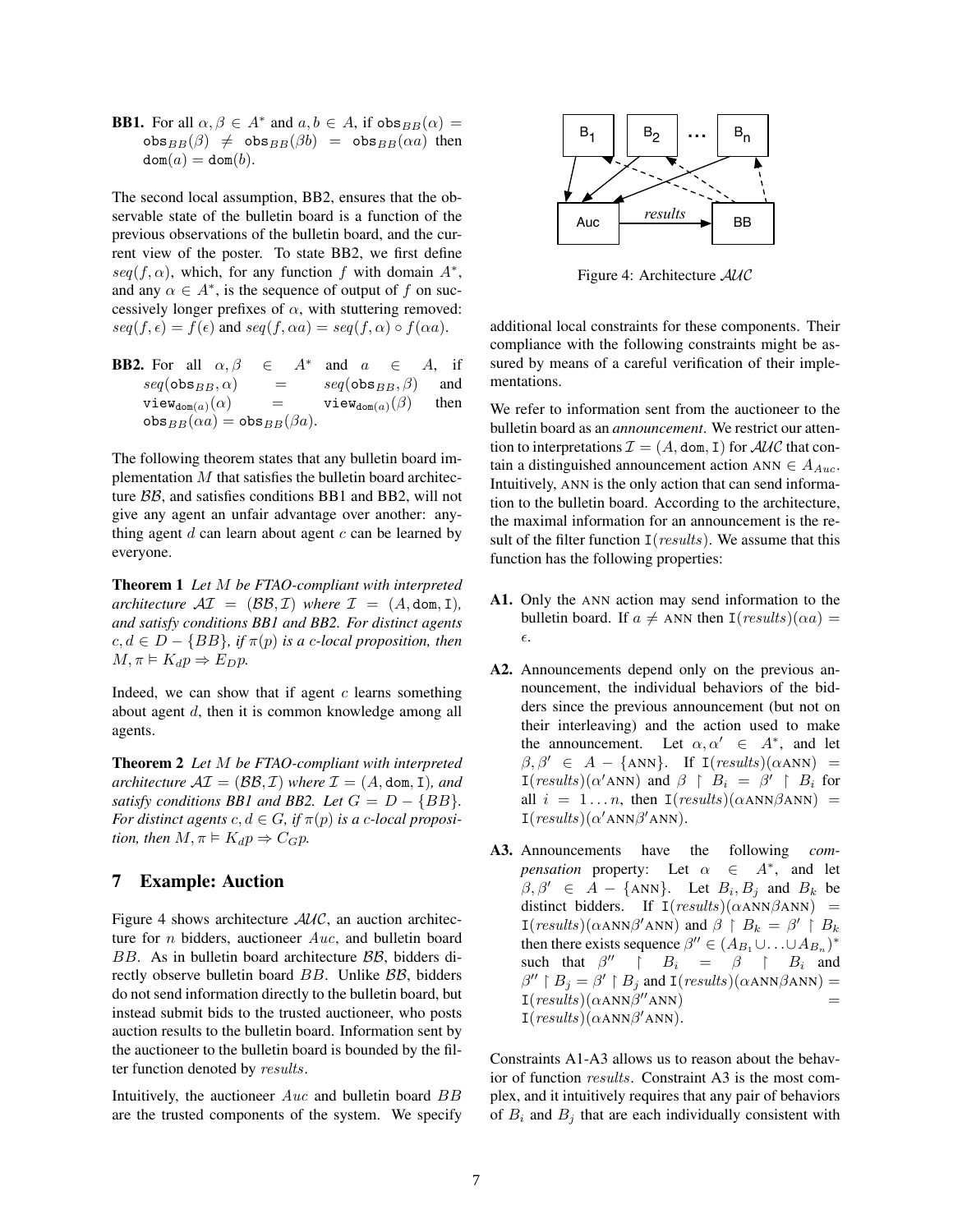**BB1.** For all $\alpha, \beta \in A^*$ and $a, b \in A$, if $\mathtt{obs}_{BB}(\alpha) = \mathtt{obs}_{BB}(\beta) \neq \mathtt{obs}_{BB}(\beta b) = \mathtt{obs}_{BB}(\alpha a)$ then $\mathtt{dom}(a) = \mathtt{dom}(b)$.

The second local assumption, BB2, ensures that the observable state of the bulletin board is a function of the previous observations of the bulletin board, and the current view of the poster. To state BB2, we first define $seq(f, \alpha)$, which, for any function $f$ with domain $A^*$, and any $\alpha \in A^*$, is the sequence of output of $f$ on successively longer prefixes of $\alpha$, with stuttering removed: $seq(f, \epsilon) = f(\epsilon)$ and $seq(f, \alpha a) = seq(f, \alpha) \circ f(\alpha a)$.

**BB2.** For all $\alpha, \beta \in A^*$ and $a \in A$, if $seq(\mathtt{obs}_{BB}, \alpha) = seq(\mathtt{obs}_{BB}, \beta)$ and $\mathtt{view}_{\mathtt{dom}(a)}(\alpha) = \mathtt{view}_{\mathtt{dom}(a)}(\beta)$ then $\mathtt{obs}_{BB}(\alpha a) = \mathtt{obs}_{BB}(\beta a)$.

The following theorem states that any bulletin board implementation $M$ that satisfies the bulletin board architecture $\mathcal{BB}$, and satisfies conditions BB1 and BB2, will not give any agent an unfair advantage over another: anything agent $d$ can learn about agent $c$ can be learned by everyone.

**Theorem 1** *Let $M$ be FTAO-compliant with interpreted architecture $\mathcal{AI} = (\mathcal{BB}, \mathcal{I})$ where $\mathcal{I} = (A, \mathtt{dom}, \mathtt{I})$, and satisfy conditions BB1 and BB2. For distinct agents $c, d \in D - \{BB\}$, if $\pi(p)$ is a $c$-local proposition, then $M, \pi \models K_d p \Rightarrow E_D p$.*

Indeed, we can show that if agent $c$ learns something about agent $d$, then it is common knowledge among all agents.

**Theorem 2** *Let $M$ be FTAO-compliant with interpreted architecture $\mathcal{AI} = (\mathcal{BB}, \mathcal{I})$ where $\mathcal{I} = (A, \mathtt{dom}, \mathtt{I})$, and satisfy conditions BB1 and BB2. Let $G = D - \{BB\}$. For distinct agents $c, d \in G$, if $\pi(p)$ is a $c$-local proposition, then $M, \pi \models K_d p \Rightarrow C_G p$.*

## 7 Example: Auction

Figure 4 shows architecture $\mathcal{AUC}$, an auction architecture for $n$ bidders, auctioneer $Auc$, and bulletin board $BB$. As in bulletin board architecture $\mathcal{BB}$, bidders directly observe bulletin board $BB$. Unlike $\mathcal{BB}$, bidders do not send information directly to the bulletin board, but instead submit bids to the trusted auctioneer, who posts auction results to the bulletin board. Information sent by the auctioneer to the bulletin board is bounded by the filter function denoted by $results$.

Intuitively, the auctioneer $Auc$ and bulletin board $BB$ are the trusted components of the system. We specify additional local constraints for these components. Their compliance with the following constraints might be assured by means of a careful verification of their implementations.

Figure 4: Architecture $\mathcal{AUC}$

We refer to information sent from the auctioneer to the bulletin board as an *announcement*. We restrict our attention to interpretations $\mathcal{I} = (A, \mathtt{dom}, \mathtt{I})$ for $\mathcal{AUC}$ that contain a distinguished announcement action $\text{ANN} \in A_{Auc}$. Intuitively, ANN is the only action that can send information to the bulletin board. According to the architecture, the maximal information for an announcement is the result of the filter function $\mathtt{I}(results)$. We assume that this function has the following properties:

**A1.** Only the ANN action may send information to the bulletin board. If $a \neq \text{ANN}$ then $\mathtt{I}(results)(\alpha a) = \epsilon$.

**A2.** Announcements depend only on the previous announcement, the individual behaviors of the bidders since the previous announcement (but not on their interleaving) and the action used to make the announcement. Let $\alpha, \alpha' \in A^*$, and let $\beta, \beta' \in A - \{\text{ANN}\}$. If $\mathtt{I}(results)(\alpha\text{ANN}) = \mathtt{I}(results)(\alpha'\text{ANN})$ and $\beta \upharpoonright B_i = \beta' \upharpoonright B_i$ for all $i = 1 \dots n$, then $\mathtt{I}(results)(\alpha\text{ANN}\beta\text{ANN}) = \mathtt{I}(results)(\alpha'\text{ANN}\beta'\text{ANN})$.

**A3.** Announcements have the following *compensation* property: Let $\alpha \in A^*$, and let $\beta, \beta' \in A - \{\text{ANN}\}$. Let $B_i, B_j$ and $B_k$ be distinct bidders. If $\mathtt{I}(results)(\alpha\text{ANN}\beta\text{ANN}) = \mathtt{I}(results)(\alpha\text{ANN}\beta'\text{ANN})$ and $\beta \upharpoonright B_k = \beta' \upharpoonright B_k$ then there exists sequence $\beta'' \in (A_{B_1} \cup \ldots \cup A_{B_n})^*$ such that $\beta'' \upharpoonright B_i = \beta \upharpoonright B_i$ and $\beta'' \upharpoonright B_j = \beta' \upharpoonright B_j$ and $\mathtt{I}(results)(\alpha\text{ANN}\beta\text{ANN}) = \mathtt{I}(results)(\alpha\text{ANN}\beta''\text{ANN}) = \mathtt{I}(results)(\alpha\text{ANN}\beta'\text{ANN})$.

Constraints A1-A3 allows us to reason about the behavior of function $results$. Constraint A3 is the most complex, and it intuitively requires that any pair of behaviors of $B_i$ and $B_j$ that are each individually consistent with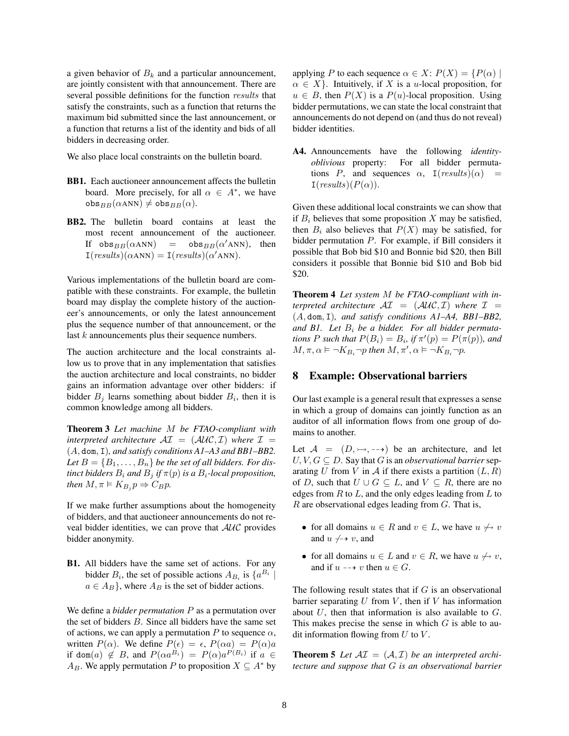a given behavior of $B_k$ and a particular announcement, are jointly consistent with that announcement. There are several possible definitions for the function *results* that satisfy the constraints, such as a function that returns the maximum bid submitted since the last announcement, or a function that returns a list of the identity and bids of all bidders in decreasing order.

We also place local constraints on the bulletin board.

**BB1.** Each auctioneer announcement affects the bulletin board. More precisely, for all $\alpha \in A^*$, we have $\texttt{obs}_{BB}(\alpha\text{ANN}) \neq \texttt{obs}_{BB}(\alpha)$.

**BB2.** The bulletin board contains at least the most recent announcement of the auctioneer. If $\texttt{obs}_{BB}(\alpha\text{ANN}) = \texttt{obs}_{BB}(\alpha'\text{ANN})$, then $\texttt{I}(\mathit{results})(\alpha\text{ANN}) = \texttt{I}(\mathit{results})(\alpha'\text{ANN})$.

Various implementations of the bulletin board are compatible with these constraints. For example, the bulletin board may display the complete history of the auctioneer's announcements, or only the latest announcement plus the sequence number of that announcement, or the last $k$ announcements plus their sequence numbers.

The auction architecture and the local constraints allow us to prove that in any implementation that satisfies the auction architecture and local constraints, no bidder gains an information advantage over other bidders: if bidder $B_j$ learns something about bidder $B_i$, then it is common knowledge among all bidders.

**Theorem 3** *Let machine $M$ be FTAO-compliant with interpreted architecture $\mathcal{AI} = (\mathcal{AUC}, \mathcal{I})$ where $\mathcal{I} = (A, \texttt{dom}, \texttt{I})$, and satisfy conditions A1–A3 and BB1–BB2. Let $B = \{B_1, \ldots, B_n\}$ be the set of all bidders. For distinct bidders $B_i$ and $B_j$ if $\pi(p)$ is a $B_i$-local proposition, then $M, \pi \vDash K_{B_j} p \Rightarrow C_B p$.*

If we make further assumptions about the homogeneity of bidders, and that auctioneer announcements do not reveal bidder identities, we can prove that $\mathcal{AUC}$ provides bidder anonymity.

**B1.** All bidders have the same set of actions. For any bidder $B_i$, the set of possible actions $A_{B_i}$ is $\{a^{B_i} \mid a \in A_B\}$, where $A_B$ is the set of bidder actions.

We define a *bidder permutation* $P$ as a permutation over the set of bidders $B$. Since all bidders have the same set of actions, we can apply a permutation $P$ to sequence $\alpha$, written $P(\alpha)$. We define $P(\epsilon) = \epsilon$, $P(\alpha a) = P(\alpha)a$ if $\texttt{dom}(a) \notin B$, and $P(\alpha a^{B_i}) = P(\alpha)a^{P(B_i)}$ if $a \in A_B$. We apply permutation $P$ to proposition $X \subseteq A^*$ by applying $P$ to each sequence $\alpha \in X$: $P(X) = \{P(\alpha) \mid \alpha \in X\}$. Intuitively, if $X$ is a $u$-local proposition, for $u \in B$, then $P(X)$ is a $P(u)$-local proposition. Using bidder permutations, we can state the local constraint that announcements do not depend on (and thus do not reveal) bidder identities.

**A4.** Announcements have the following *identity-oblivious* property: For all bidder permutations $P$, and sequences $\alpha$, $\texttt{I}(\mathit{results})(\alpha) = \texttt{I}(\mathit{results})(P(\alpha))$.

Given these additional local constraints we can show that if $B_i$ believes that some proposition $X$ may be satisfied, then $B_i$ also believes that $P(X)$ may be satisfied, for bidder permutation $P$. For example, if Bill considers it possible that Bob bid \$10 and Bonnie bid \$20, then Bill considers it possible that Bonnie bid \$10 and Bob bid \$20.

**Theorem 4** *Let system $M$ be FTAO-compliant with interpreted architecture $\mathcal{AI} = (\mathcal{AUC}, \mathcal{I})$ where $\mathcal{I} = (A, \texttt{dom}, \texttt{I})$, and satisfy conditions A1–A4, BB1–BB2, and B1. Let $B_i$ be a bidder. For all bidder permutations $P$ such that $P(B_i) = B_i$, if $\pi'(p) = P(\pi(p))$, and $M, \pi, \alpha \vDash \neg K_{B_i} \neg p$ then $M, \pi', \alpha \vDash \neg K_{B_i} \neg p$.*

## 8 Example: Observational barriers

Our last example is a general result that expresses a sense in which a group of domains can jointly function as an auditor of all information flows from one group of domains to another.

Let $\mathcal{A} = (D, \rightarrowtail, \dashrightarrow)$ be an architecture, and let $U, V, G \subseteq D$. Say that $G$ is an *observational barrier* separating $U$ from $V$ in $\mathcal{A}$ if there exists a partition $(L, R)$ of $D$, such that $U \cup G \subseteq L$, and $V \subseteq R$, there are no edges from $R$ to $L$, and the only edges leading from $L$ to $R$ are observational edges leading from $G$. That is,

- for all domains $u \in R$ and $v \in L$, we have $u \not\rightarrowtail v$ and $u \not\dashrightarrow v$, and
- for all domains $u \in L$ and $v \in R$, we have $u \not\rightarrowtail v$, and if $u \dashrightarrow v$ then $u \in G$.

The following result states that if $G$ is an observational barrier separating $U$ from $V$, then if $V$ has information about $U$, then that information is also available to $G$. This makes precise the sense in which $G$ is able to audit information flowing from $U$ to $V$.

**Theorem 5** *Let $\mathcal{AI} = (\mathcal{A}, \mathcal{I})$ be an interpreted architecture and suppose that $G$ is an observational barrier*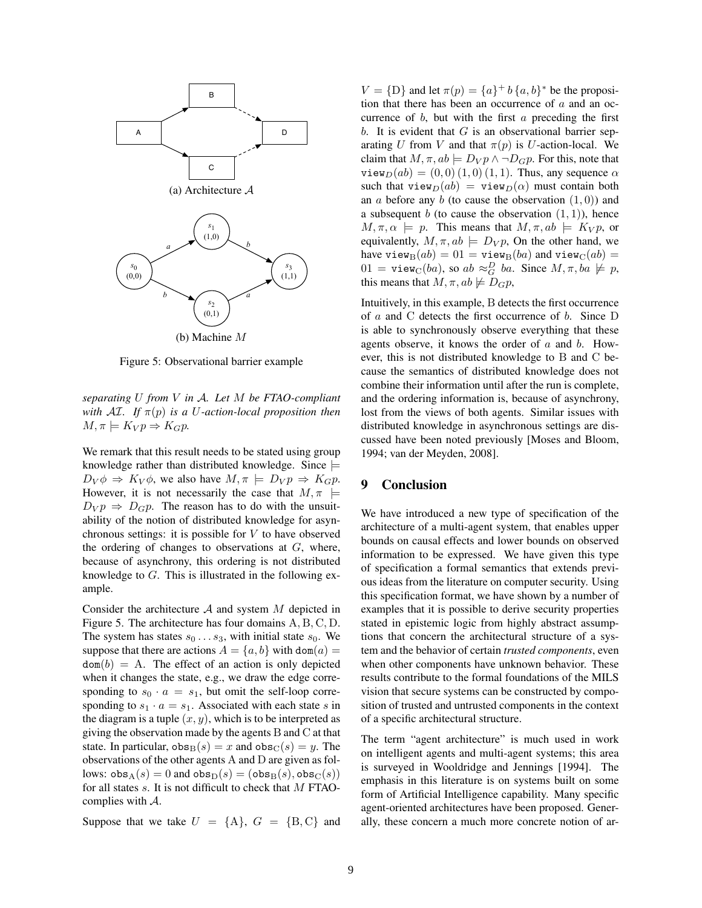(a) Architecture $\mathcal{A}$

(b) Machine $M$

Figure 5: Observational barrier example

*separating $U$ from $V$ in $\mathcal{A}$. Let $M$ be FTAO-compliant with $\mathcal{AI}$. If $\pi(p)$ is a $U$-action-local proposition then $M, \pi \models K_V p \Rightarrow K_G p$.*

We remark that this result needs to be stated using group knowledge rather than distributed knowledge. Since $\models D_V \phi \Rightarrow K_V \phi$, we also have $M, \pi \models D_V p \Rightarrow K_G p$. However, it is not necessarily the case that $M, \pi \models D_V p \Rightarrow D_G p$. The reason has to do with the unsuitability of the notion of distributed knowledge for asynchronous settings: it is possible for $V$ to have observed the ordering of changes to observations at $G$, where, because of asynchrony, this ordering is not distributed knowledge to $G$. This is illustrated in the following example.

Consider the architecture $\mathcal{A}$ and system $M$ depicted in Figure 5. The architecture has four domains A, B, C, D. The system has states $s_0 \ldots s_3$, with initial state $s_0$. We suppose that there are actions $A = \{a, b\}$ with $\mathtt{dom}(a) = \mathtt{dom}(b) = \mathrm{A}$. The effect of an action is only depicted when it changes the state, e.g., we draw the edge corresponding to $s_0 \cdot a = s_1$, but omit the self-loop corresponding to $s_1 \cdot a = s_1$. Associated with each state $s$ in the diagram is a tuple $(x, y)$, which is to be interpreted as giving the observation made by the agents B and C at that state. In particular, $\mathtt{obs}_\mathrm{B}(s) = x$ and $\mathtt{obs}_\mathrm{C}(s) = y$. The observations of the other agents A and D are given as follows: $\mathtt{obs}_\mathrm{A}(s) = 0$ and $\mathtt{obs}_\mathrm{D}(s) = (\mathtt{obs}_\mathrm{B}(s), \mathtt{obs}_\mathrm{C}(s))$ for all states $s$. It is not difficult to check that $M$ FTAO-complies with $\mathcal{A}$.

Suppose that we take $U = \{\mathrm{A}\}$, $G = \{\mathrm{B}, \mathrm{C}\}$ and $V = \{\mathrm{D}\}$ and let $\pi(p) = \{a\}^+ \, b \, \{a, b\}^*$ be the proposition that there has been an occurrence of $a$ and an occurrence of $b$, but with the first $a$ preceding the first $b$. It is evident that $G$ is an observational barrier separating $U$ from $V$ and that $\pi(p)$ is $U$-action-local. We claim that $M, \pi, ab \models D_V p \wedge \neg D_G p$. For this, note that $\mathtt{view}_D(ab) = (0, 0)\,(1, 0)\,(1, 1)$. Thus, any sequence $\alpha$ such that $\mathtt{view}_D(ab) = \mathtt{view}_D(\alpha)$ must contain both an $a$ before any $b$ (to cause the observation $(1, 0)$) and a subsequent $b$ (to cause the observation $(1, 1)$), hence $M, \pi, \alpha \models p$. This means that $M, \pi, ab \models K_V p$, or equivalently, $M, \pi, ab \models D_V p$, On the other hand, we have $\mathtt{view}_\mathrm{B}(ab) = 01 = \mathtt{view}_\mathrm{B}(ba)$ and $\mathtt{view}_\mathrm{C}(ab) = 01 = \mathtt{view}_\mathrm{C}(ba)$, so $ab \approx^D_G ba$. Since $M, \pi, ba \not\models p$, this means that $M, \pi, ab \not\models D_G p$,

Intuitively, in this example, B detects the first occurrence of $a$ and C detects the first occurrence of $b$. Since D is able to synchronously observe everything that these agents observe, it knows the order of $a$ and $b$. However, this is not distributed knowledge to B and C because the semantics of distributed knowledge does not combine their information until after the run is complete, and the ordering information is, because of asynchrony, lost from the views of both agents. Similar issues with distributed knowledge in asynchronous settings are discussed have been noted previously [Moses and Bloom, 1994; van der Meyden, 2008].

## 9 Conclusion

We have introduced a new type of specification of the architecture of a multi-agent system, that enables upper bounds on causal effects and lower bounds on observed information to be expressed. We have given this type of specification a formal semantics that extends previous ideas from the literature on computer security. Using this specification format, we have shown by a number of examples that it is possible to derive security properties stated in epistemic logic from highly abstract assumptions that concern the architectural structure of a system and the behavior of certain *trusted components*, even when other components have unknown behavior. These results contribute to the formal foundations of the MILS vision that secure systems can be constructed by composition of trusted and untrusted components in the context of a specific architectural structure.

The term "agent architecture" is much used in work on intelligent agents and multi-agent systems; this area is surveyed in Wooldridge and Jennings [1994]. The emphasis in this literature is on systems built on some form of Artificial Intelligence capability. Many specific agent-oriented architectures have been proposed. Generally, these concern a much more concrete notion of ar-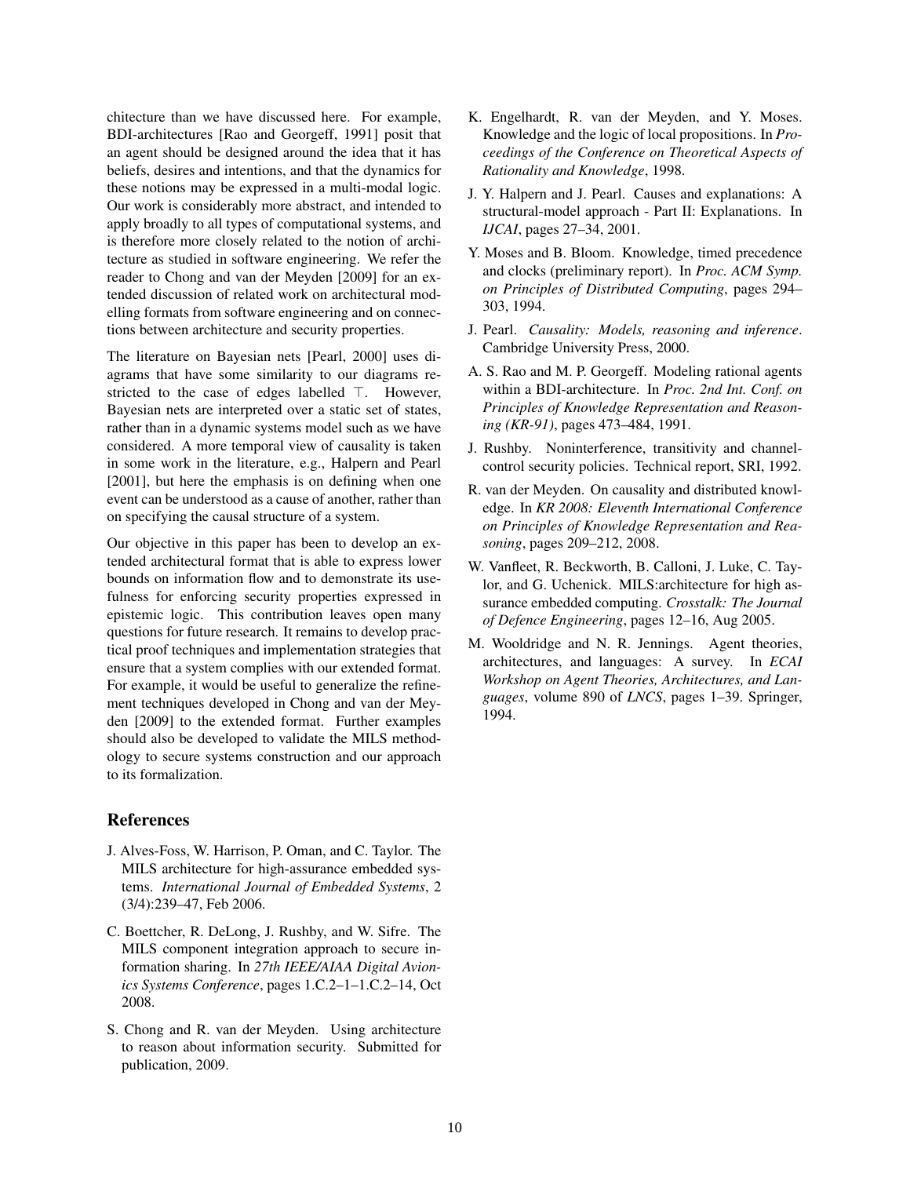chitecture than we have discussed here. For example, BDI-architectures [Rao and Georgeff, 1991] posit that an agent should be designed around the idea that it has beliefs, desires and intentions, and that the dynamics for these notions may be expressed in a multi-modal logic. Our work is considerably more abstract, and intended to apply broadly to all types of computational systems, and is therefore more closely related to the notion of architecture as studied in software engineering. We refer the reader to Chong and van der Meyden [2009] for an extended discussion of related work on architectural modelling formats from software engineering and on connections between architecture and security properties.

The literature on Bayesian nets [Pearl, 2000] uses diagrams that have some similarity to our diagrams restricted to the case of edges labelled $\top$. However, Bayesian nets are interpreted over a static set of states, rather than in a dynamic systems model such as we have considered. A more temporal view of causality is taken in some work in the literature, e.g., Halpern and Pearl [2001], but here the emphasis is on defining when one event can be understood as a cause of another, rather than on specifying the causal structure of a system.

Our objective in this paper has been to develop an extended architectural format that is able to express lower bounds on information flow and to demonstrate its usefulness for enforcing security properties expressed in epistemic logic. This contribution leaves open many questions for future research. It remains to develop practical proof techniques and implementation strategies that ensure that a system complies with our extended format. For example, it would be useful to generalize the refinement techniques developed in Chong and van der Meyden [2009] to the extended format. Further examples should also be developed to validate the MILS methodology to secure systems construction and our approach to its formalization.

## References

J. Alves-Foss, W. Harrison, P. Oman, and C. Taylor. The MILS architecture for high-assurance embedded systems. *International Journal of Embedded Systems*, 2 (3/4):239–47, Feb 2006.

C. Boettcher, R. DeLong, J. Rushby, and W. Sifre. The MILS component integration approach to secure information sharing. In *27th IEEE/AIAA Digital Avionics Systems Conference*, pages 1.C.2–1–1.C.2–14, Oct 2008.

S. Chong and R. van der Meyden. Using architecture to reason about information security. Submitted for publication, 2009.

K. Engelhardt, R. van der Meyden, and Y. Moses. Knowledge and the logic of local propositions. In *Proceedings of the Conference on Theoretical Aspects of Rationality and Knowledge*, 1998.

J. Y. Halpern and J. Pearl. Causes and explanations: A structural-model approach - Part II: Explanations. In *IJCAI*, pages 27–34, 2001.

Y. Moses and B. Bloom. Knowledge, timed precedence and clocks (preliminary report). In *Proc. ACM Symp. on Principles of Distributed Computing*, pages 294–303, 1994.

J. Pearl. *Causality: Models, reasoning and inference*. Cambridge University Press, 2000.

A. S. Rao and M. P. Georgeff. Modeling rational agents within a BDI-architecture. In *Proc. 2nd Int. Conf. on Principles of Knowledge Representation and Reasoning (KR-91)*, pages 473–484, 1991.

J. Rushby. Noninterference, transitivity and channel-control security policies. Technical report, SRI, 1992.

R. van der Meyden. On causality and distributed knowledge. In *KR 2008: Eleventh International Conference on Principles of Knowledge Representation and Reasoning*, pages 209–212, 2008.

W. Vanfleet, R. Beckworth, B. Calloni, J. Luke, C. Taylor, and G. Uchenick. MILS:architecture for high assurance embedded computing. *Crosstalk: The Journal of Defence Engineering*, pages 12–16, Aug 2005.

M. Wooldridge and N. R. Jennings. Agent theories, architectures, and languages: A survey. In *ECAI Workshop on Agent Theories, Architectures, and Languages*, volume 890 of *LNCS*, pages 1–39. Springer, 1994.